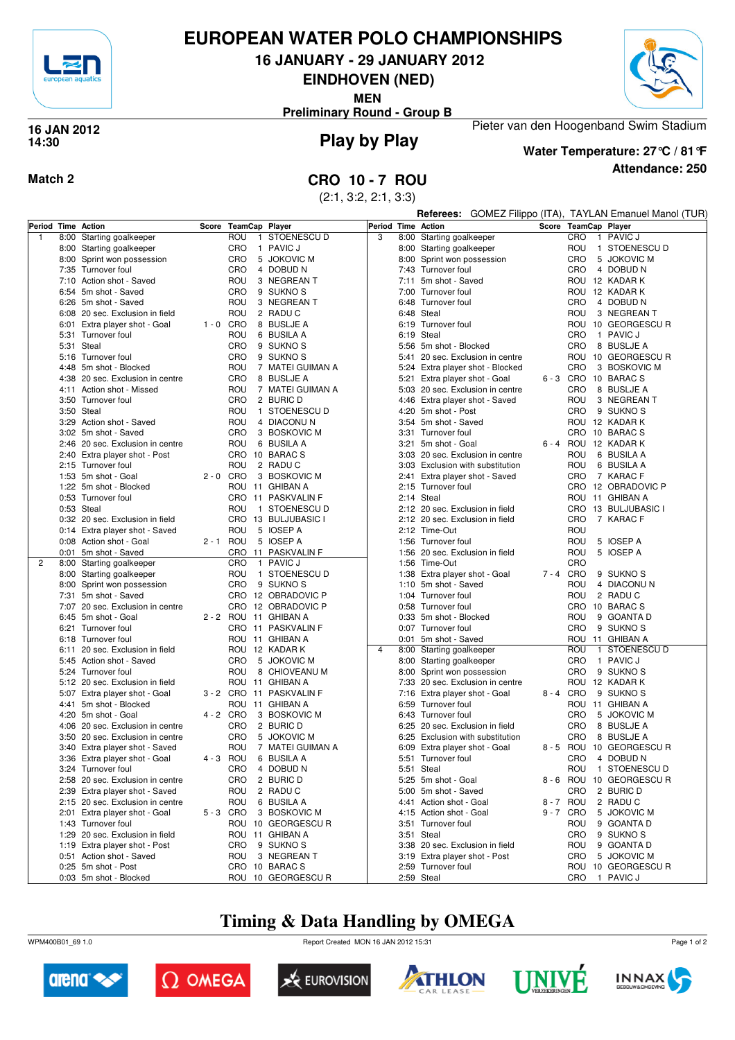# EUROPEAN WATER POLO CHAMPIONSHIPS

## 16 JANUARY - 29 JANUARY 2012

## EINDHOVEN (NED)

**MEN**

**Preliminary Round - Group B**

**16 JAN 2012**
**14:30**

## Play by Play

Pieter van den Hoogenband Swim Stadium

**Water Temperature: 27°C / 81°F**

**Attendance: 250**

**Match 2**

## CRO 10 - 7 ROU

(2:1, 3:2, 2:1, 3:3)

**Referees:** GOMEZ Filippo (ITA), TAYLAN Emanuel Manol (TUR)

| Period | Time | Action | Score | TeamCap | | Player |
|---|---|---|---|---|---|---|
| 1 | 8:00 | Starting goalkeeper | | ROU | 1 | STOENESCU D |
| | 8:00 | Starting goalkeeper | | CRO | 1 | PAVIC J |
| | 8:00 | Sprint won possession | | CRO | 5 | JOKOVIC M |
| | 7:35 | Turnover foul | | CRO | 4 | DOBUD N |
| | 7:10 | Action shot - Saved | | ROU | 3 | NEGREAN T |
| | 6:54 | 5m shot - Saved | | CRO | 9 | SUKNO S |
| | 6:26 | 5m shot - Saved | | ROU | 3 | NEGREAN T |
| | 6:08 | 20 sec. Exclusion in field | | ROU | 2 | RADU C |
| | 6:01 | Extra player shot - Goal | 1 - 0 | CRO | 8 | BUSLJE A |
| | 5:31 | Turnover foul | | ROU | 6 | BUSILA A |
| | 5:31 | Steal | | CRO | 9 | SUKNO S |
| | 5:16 | Turnover foul | | CRO | 9 | SUKNO S |
| | 4:48 | 5m shot - Blocked | | ROU | 7 | MATEI GUIMAN A |
| | 4:38 | 20 sec. Exclusion in centre | | CRO | 8 | BUSLJE A |
| | 4:11 | Action shot - Missed | | ROU | 7 | MATEI GUIMAN A |
| | 3:50 | Turnover foul | | CRO | 2 | BURIC D |
| | 3:50 | Steal | | ROU | 1 | STOENESCU D |
| | 3:29 | Action shot - Saved | | ROU | 4 | DIACONU N |
| | 3:02 | 5m shot - Saved | | CRO | 3 | BOSKOVIC M |
| | 2:46 | 20 sec. Exclusion in centre | | ROU | 6 | BUSILA A |
| | 2:40 | Extra player shot - Post | | CRO | 10 | BARAC S |
| | 2:15 | Turnover foul | | ROU | 2 | RADU C |
| | 1:53 | 5m shot - Goal | 2 - 0 | CRO | 3 | BOSKOVIC M |
| | 1:22 | 5m shot - Blocked | | ROU | 11 | GHIBAN A |
| | 0:53 | Turnover foul | | CRO | 11 | PASKVALIN F |
| | 0:53 | Steal | | ROU | 1 | STOENESCU D |
| | 0:32 | 20 sec. Exclusion in field | | CRO | 13 | BULJUBASIC I |
| | 0:14 | Extra player shot - Saved | | ROU | 5 | IOSEP A |
| | 0:08 | Action shot - Goal | 2 - 1 | ROU | 5 | IOSEP A |
| | 0:01 | 5m shot - Saved | | CRO | 11 | PASKVALIN F |
| 2 | 8:00 | Starting goalkeeper | | CRO | 1 | PAVIC J |
| | 8:00 | Starting goalkeeper | | ROU | 1 | STOENESCU D |
| | 8:00 | Sprint won possession | | CRO | 9 | SUKNO S |
| | 7:31 | 5m shot - Saved | | CRO | 12 | OBRADOVIC P |
| | 7:07 | 20 sec. Exclusion in centre | | CRO | 12 | OBRADOVIC P |
| | 6:45 | 5m shot - Goal | 2 - 2 | ROU | 11 | GHIBAN A |
| | 6:21 | Turnover foul | | CRO | 11 | PASKVALIN F |
| | 6:18 | Turnover foul | | ROU | 11 | GHIBAN A |
| | 6:11 | 20 sec. Exclusion in field | | ROU | 12 | KADAR K |
| | 5:45 | Action shot - Saved | | CRO | 5 | JOKOVIC M |
| | 5:24 | Turnover foul | | ROU | 8 | CHIOVEANU M |
| | 5:12 | 20 sec. Exclusion in field | | ROU | 11 | GHIBAN A |
| | 5:07 | Extra player shot - Goal | 3 - 2 | CRO | 11 | PASKVALIN F |
| | 4:41 | 5m shot - Blocked | | ROU | 11 | GHIBAN A |
| | 4:20 | 5m shot - Goal | 4 - 2 | CRO | 3 | BOSKOVIC M |
| | 4:06 | 20 sec. Exclusion in centre | | CRO | 2 | BURIC D |
| | 3:50 | 20 sec. Exclusion in centre | | CRO | 5 | JOKOVIC M |
| | 3:40 | Extra player shot - Saved | | ROU | 7 | MATEI GUIMAN A |
| | 3:36 | Extra player shot - Goal | 4 - 3 | ROU | 6 | BUSILA A |
| | 3:24 | Turnover foul | | CRO | 4 | DOBUD N |
| | 2:58 | 20 sec. Exclusion in centre | | CRO | 2 | BURIC D |
| | 2:39 | Extra player shot - Saved | | ROU | 2 | RADU C |
| | 2:15 | 20 sec. Exclusion in centre | | ROU | 6 | BUSILA A |
| | 2:01 | Extra player shot - Goal | 5 - 3 | CRO | 3 | BOSKOVIC M |
| | 1:43 | Turnover foul | | ROU | 10 | GEORGESCU R |
| | 1:29 | 20 sec. Exclusion in field | | ROU | 11 | GHIBAN A |
| | 1:19 | Extra player shot - Post | | CRO | 9 | SUKNO S |
| | 0:51 | Action shot - Saved | | ROU | 3 | NEGREAN T |
| | 0:25 | 5m shot - Post | | CRO | 10 | BARAC S |
| | 0:03 | 5m shot - Blocked | | ROU | 10 | GEORGESCU R |
| 3 | 8:00 | Starting goalkeeper | | CRO | 1 | PAVIC J |
| | 8:00 | Starting goalkeeper | | ROU | 1 | STOENESCU D |
| | 8:00 | Sprint won possession | | CRO | 5 | JOKOVIC M |
| | 7:43 | Turnover foul | | CRO | 4 | DOBUD N |
| | 7:11 | 5m shot - Saved | | ROU | 12 | KADAR K |
| | 7:00 | Turnover foul | | ROU | 12 | KADAR K |
| | 6:48 | Turnover foul | | CRO | 4 | DOBUD N |
| | 6:48 | Steal | | ROU | 3 | NEGREAN T |
| | 6:19 | Turnover foul | | ROU | 10 | GEORGESCU R |
| | 6:19 | Steal | | CRO | 1 | PAVIC J |
| | 5:56 | 5m shot - Blocked | | CRO | 8 | BUSLJE A |
| | 5:41 | 20 sec. Exclusion in centre | | ROU | 10 | GEORGESCU R |
| | 5:24 | Extra player shot - Blocked | | CRO | 3 | BOSKOVIC M |
| | 5:21 | Extra player shot - Goal | 6 - 3 | CRO | 10 | BARAC S |
| | 5:03 | 20 sec. Exclusion in centre | | CRO | 8 | BUSLJE A |
| | 4:46 | Extra player shot - Saved | | ROU | 3 | NEGREAN T |
| | 4:20 | 5m shot - Post | | CRO | 9 | SUKNO S |
| | 3:54 | 5m shot - Saved | | ROU | 12 | KADAR K |
| | 3:31 | Turnover foul | | CRO | 10 | BARAC S |
| | 3:21 | 5m shot - Goal | 6 - 4 | ROU | 12 | KADAR K |
| | 3:03 | 20 sec. Exclusion in centre | | ROU | 6 | BUSILA A |
| | 3:03 | Exclusion with substitution | | ROU | 6 | BUSILA A |
| | 2:41 | Extra player shot - Saved | | CRO | 7 | KARAC F |
| | 2:15 | Turnover foul | | CRO | 12 | OBRADOVIC P |
| | 2:14 | Steal | | ROU | 11 | GHIBAN A |
| | 2:12 | 20 sec. Exclusion in field | | CRO | 13 | BULJUBASIC I |
| | 2:12 | 20 sec. Exclusion in field | | CRO | 7 | KARAC F |
| | 2:12 | Time-Out | | ROU | | |
| | 1:56 | Turnover foul | | ROU | 5 | IOSEP A |
| | 1:56 | 20 sec. Exclusion in field | | ROU | 5 | IOSEP A |
| | 1:56 | Time-Out | | CRO | | |
| | 1:38 | Extra player shot - Goal | 7 - 4 | CRO | 9 | SUKNO S |
| | 1:10 | 5m shot - Saved | | ROU | 4 | DIACONU N |
| | 1:04 | Turnover foul | | ROU | 2 | RADU C |
| | 0:58 | Turnover foul | | CRO | 10 | BARAC S |
| | 0:33 | 5m shot - Blocked | | ROU | 9 | GOANTA D |
| | 0:07 | Turnover foul | | CRO | 9 | SUKNO S |
| | 0:01 | 5m shot - Saved | | ROU | 11 | GHIBAN A |
| 4 | 8:00 | Starting goalkeeper | | ROU | 1 | STOENESCU D |
| | 8:00 | Starting goalkeeper | | CRO | 1 | PAVIC J |
| | 8:00 | Sprint won possession | | CRO | 9 | SUKNO S |
| | 7:33 | 20 sec. Exclusion in centre | | ROU | 12 | KADAR K |
| | 7:16 | Extra player shot - Goal | 8 - 4 | CRO | 9 | SUKNO S |
| | 6:59 | Turnover foul | | ROU | 11 | GHIBAN A |
| | 6:43 | Turnover foul | | CRO | 5 | JOKOVIC M |
| | 6:25 | 20 sec. Exclusion in field | | CRO | 8 | BUSLJE A |
| | 6:25 | Exclusion with substitution | | CRO | 8 | BUSLJE A |
| | 6:09 | Extra player shot - Goal | 8 - 5 | ROU | 10 | GEORGESCU R |
| | 5:51 | Turnover foul | | CRO | 4 | DOBUD N |
| | 5:51 | Steal | | ROU | 1 | STOENESCU D |
| | 5:25 | 5m shot - Goal | 8 - 6 | ROU | 10 | GEORGESCU R |
| | 5:00 | 5m shot - Saved | | CRO | 2 | BURIC D |
| | 4:41 | Action shot - Goal | 8 - 7 | ROU | 2 | RADU C |
| | 4:15 | Action shot - Goal | 9 - 7 | CRO | 5 | JOKOVIC M |
| | 3:51 | Turnover foul | | ROU | 9 | GOANTA D |
| | 3:51 | Steal | | CRO | 9 | SUKNO S |
| | 3:38 | 20 sec. Exclusion in field | | ROU | 9 | GOANTA D |
| | 3:19 | Extra player shot - Post | | CRO | 5 | JOKOVIC M |
| | 2:59 | Turnover foul | | ROU | 10 | GEORGESCU R |
| | 2:59 | Steal | | CRO | 1 | PAVIC J |

## Timing & Data Handling by OMEGA

WPM400B01_69 1.0 — Report Created MON 16 JAN 2012 15:31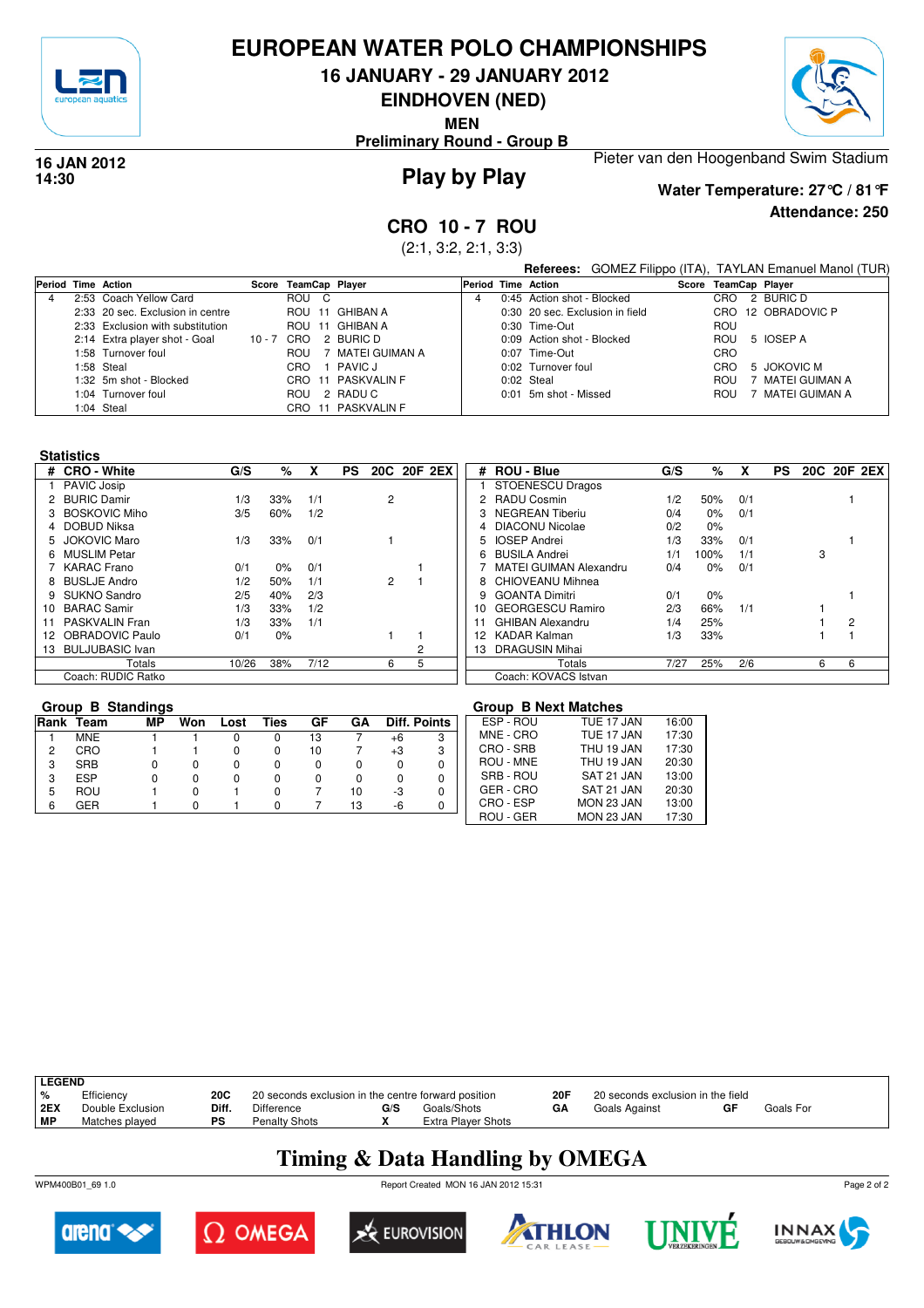# EUROPEAN WATER POLO CHAMPIONSHIPS

**16 JANUARY - 29 JANUARY 2012**

**EINDHOVEN (NED)**

**MEN**

**Preliminary Round - Group B**

**16 JAN 2012**
**14:30**

## Play by Play

Pieter van den Hoogenband Swim Stadium

**Water Temperature: 27°C / 81°F**

**Attendance: 250**

### CRO 10 - 7 ROU

(2:1, 3:2, 2:1, 3:3)

**Referees:** GOMEZ Filippo (ITA), TAYLAN Emanuel Manol (TUR)

| Period | Time | Action | Score | TeamCap | Player |
|---|---|---|---|---|---|
| 4 | 2:53 | Coach Yellow Card | | ROU C | |
| | 2:33 | 20 sec. Exclusion in centre | | ROU 11 | GHIBAN A |
| | 2:33 | Exclusion with substitution | | ROU 11 | GHIBAN A |
| | 2:14 | Extra player shot - Goal | 10 - 7 | CRO 2 | BURIC D |
| | 1:58 | Turnover foul | | ROU 7 | MATEI GUIMAN A |
| | 1:58 | Steal | | CRO 1 | PAVIC J |
| | 1:32 | 5m shot - Blocked | | CRO 11 | PASKVALIN F |
| | 1:04 | Turnover foul | | ROU 2 | RADU C |
| | 1:04 | Steal | | CRO 11 | PASKVALIN F |
| 4 | 0:45 | Action shot - Blocked | | CRO 2 | BURIC D |
| | 0:30 | 20 sec. Exclusion in field | | CRO 12 | OBRADOVIC P |
| | 0:30 | Time-Out | | ROU | |
| | 0:09 | Action shot - Blocked | | ROU 5 | IOSEP A |
| | 0:07 | Time-Out | | CRO | |
| | 0:02 | Turnover foul | | CRO 5 | JOKOVIC M |
| | 0:02 | Steal | | ROU 7 | MATEI GUIMAN A |
| | 0:01 | 5m shot - Missed | | ROU 7 | MATEI GUIMAN A |

### Statistics

| # | CRO - White | G/S | % | X | PS | 20C | 20F | 2EX |
|---|---|---|---|---|---|---|---|---|
| 1 | PAVIC Josip | | | | | | | |
| 2 | BURIC Damir | 1/3 | 33% | 1/1 | | 2 | | |
| 3 | BOSKOVIC Miho | 3/5 | 60% | 1/2 | | | | |
| 4 | DOBUD Niksa | | | | | | | |
| 5 | JOKOVIC Maro | 1/3 | 33% | 0/1 | | 1 | | |
| 6 | MUSLIM Petar | | | | | | | |
| 7 | KARAC Frano | 0/1 | 0% | 0/1 | | | 1 | |
| 8 | BUSLJE Andro | 1/2 | 50% | 1/1 | | 2 | 1 | |
| 9 | SUKNO Sandro | 2/5 | 40% | 2/3 | | | | |
| 10 | BARAC Samir | 1/3 | 33% | 1/2 | | | | |
| 11 | PASKVALIN Fran | 1/3 | 33% | 1/1 | | | | |
| 12 | OBRADOVIC Paulo | 0/1 | 0% | | | 1 | 1 | |
| 13 | BULJUBASIC Ivan | | | | | | 2 | |
| | Totals | 10/26 | 38% | 7/12 | | 6 | 5 | |
| | Coach: RUDIC Ratko | | | | | | | |

| # | ROU - Blue | G/S | % | X | PS | 20C | 20F | 2EX |
|---|---|---|---|---|---|---|---|---|
| 1 | STOENESCU Dragos | | | | | | | |
| 2 | RADU Cosmin | 1/2 | 50% | 0/1 | | | 1 | |
| 3 | NEGREAN Tiberiu | 0/4 | 0% | 0/1 | | | | |
| 4 | DIACONU Nicolae | 0/2 | 0% | | | | | |
| 5 | IOSEP Andrei | 1/3 | 33% | 0/1 | | | 1 | |
| 6 | BUSILA Andrei | 1/1 | 100% | 1/1 | | 3 | | |
| 7 | MATEI GUIMAN Alexandru | 0/4 | 0% | 0/1 | | | | |
| 8 | CHIOVEANU Mihnea | | | | | | | |
| 9 | GOANTA Dimitri | 0/1 | 0% | | | | 1 | |
| 10 | GEORGESCU Ramiro | 2/3 | 66% | 1/1 | | 1 | | |
| 11 | GHIBAN Alexandru | 1/4 | 25% | | | 1 | 2 | |
| 12 | KADAR Kalman | 1/3 | 33% | | | 1 | 1 | |
| 13 | DRAGUSIN Mihai | | | | | | | |
| | Totals | 7/27 | 25% | 2/6 | | 6 | 6 | |
| | Coach: KOVACS Istvan | | | | | | | |

### Group B Standings

| Rank | Team | MP | Won | Lost | Ties | GF | GA | Diff. | Points |
|---|---|---|---|---|---|---|---|---|---|
| 1 | MNE | 1 | 1 | 0 | 0 | 13 | 7 | +6 | 3 |
| 2 | CRO | 1 | 1 | 0 | 0 | 10 | 7 | +3 | 3 |
| 3 | SRB | 0 | 0 | 0 | 0 | 0 | 0 | 0 | 0 |
| 3 | ESP | 0 | 0 | 0 | 0 | 0 | 0 | 0 | 0 |
| 5 | ROU | 1 | 0 | 1 | 0 | 7 | 10 | -3 | 0 |
| 6 | GER | 1 | 0 | 1 | 0 | 7 | 13 | -6 | 0 |

### Group B Next Matches

| | | |
|---|---|---|
| ESP - ROU | TUE 17 JAN | 16:00 |
| MNE - CRO | TUE 17 JAN | 17:30 |
| CRO - SRB | THU 19 JAN | 17:30 |
| ROU - MNE | THU 19 JAN | 20:30 |
| SRB - ROU | SAT 21 JAN | 13:00 |
| GER - CRO | SAT 21 JAN | 20:30 |
| CRO - ESP | MON 23 JAN | 13:00 |
| ROU - GER | MON 23 JAN | 17:30 |

**LEGEND**

| | | | | | | | |
|---|---|---|---|---|---|---|---|
| % | Efficiency | 20C | 20 seconds exclusion in the centre forward position | | | 20F | 20 seconds exclusion in the field |
| 2EX | Double Exclusion | Diff. | Difference | G/S | Goals/Shots | GA | Goals Against | 
| MP | Matches played | PS | Penalty Shots | X | Extra Player Shots | | |

GF: Goals For

## Timing & Data Handling by OMEGA

WPM400B01_69 1.0 — Report Created MON 16 JAN 2012 15:31